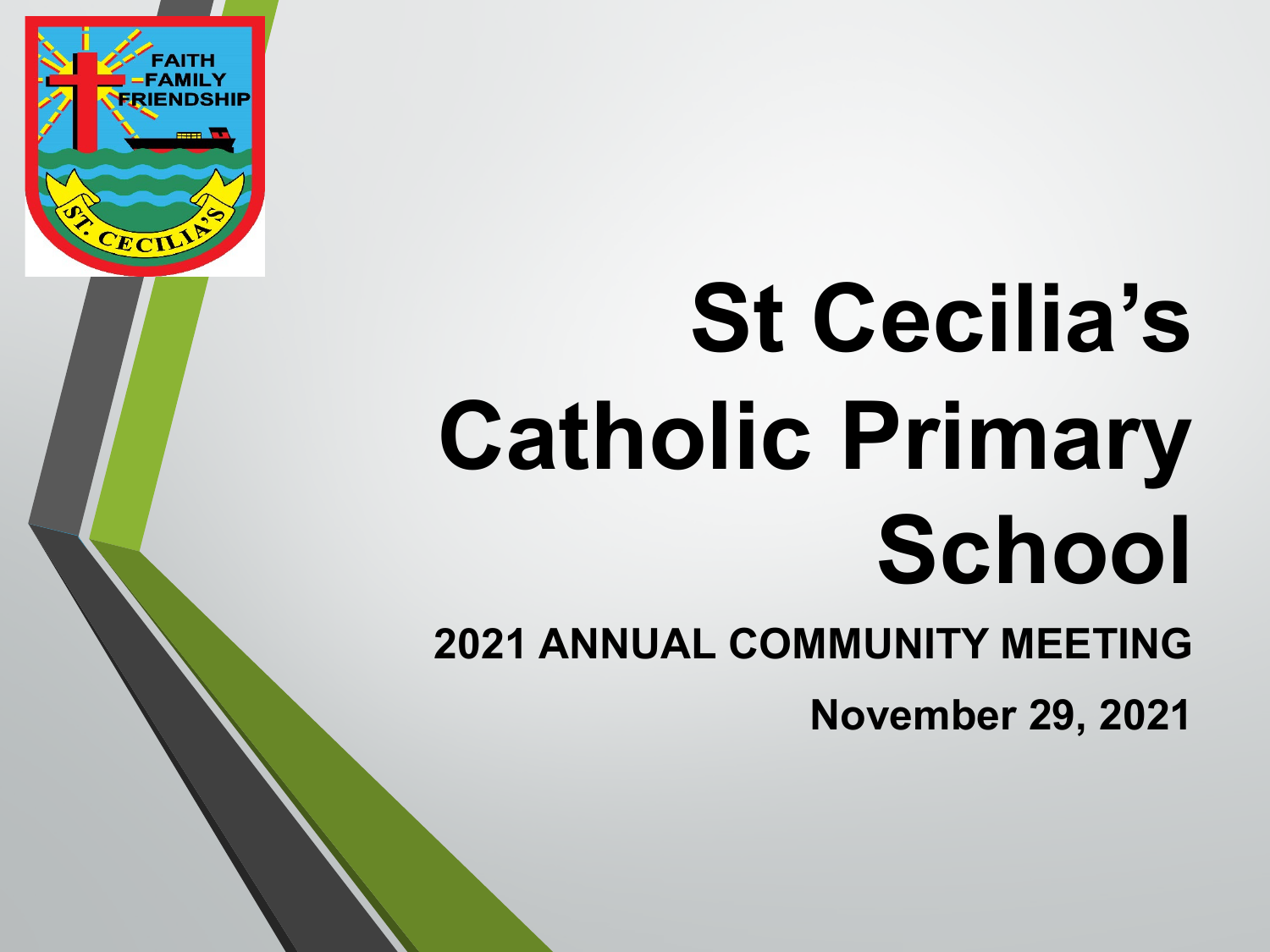# St Cecilia's Catholic Primary School

## 2021 ANNUAL COMMUNITY MEETING

**November 29, 2021**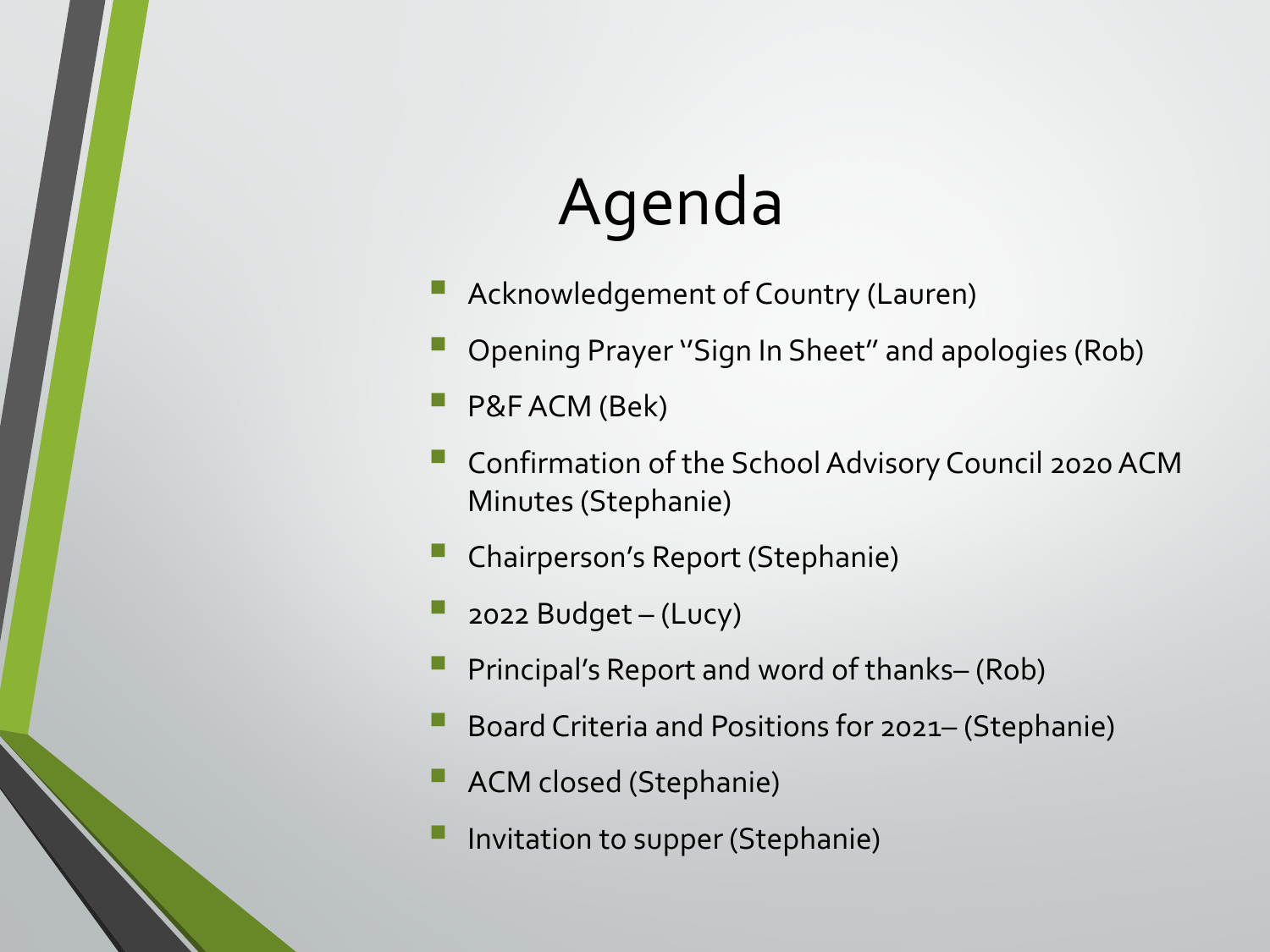# Agenda

- Acknowledgement of Country (Lauren)
- Opening Prayer "Sign In Sheet" and apologies (Rob)
- P&F ACM (Bek)
- Confirmation of the School Advisory Council 2020 ACM Minutes (Stephanie)
- Chairperson's Report (Stephanie)
- 2022 Budget – (Lucy)
- Principal's Report and word of thanks– (Rob)
- Board Criteria and Positions for 2021– (Stephanie)
- ACM closed (Stephanie)
- Invitation to supper (Stephanie)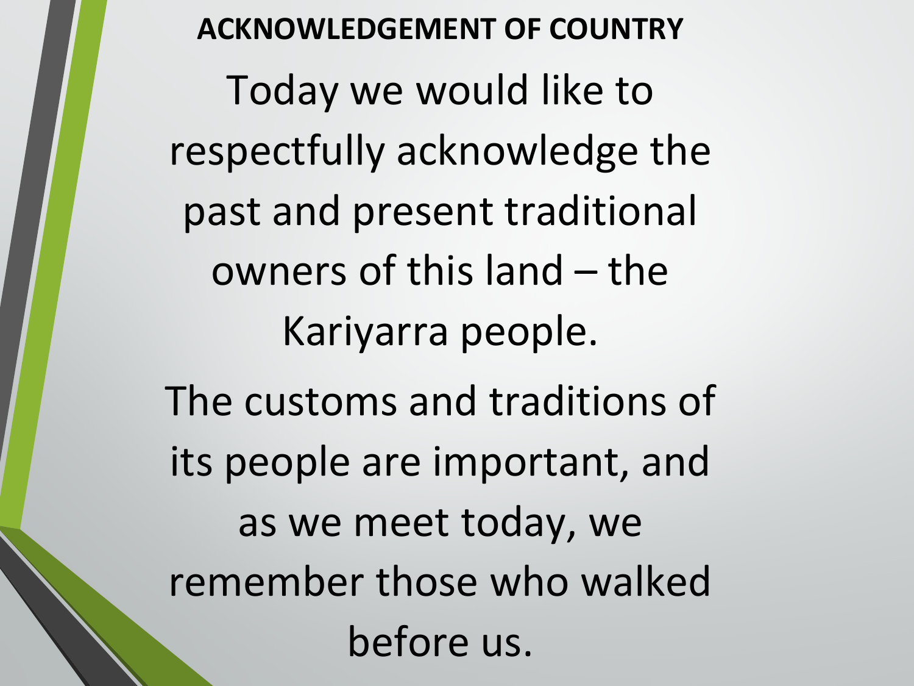# ACKNOWLEDGEMENT OF COUNTRY

Today we would like to respectfully acknowledge the past and present traditional owners of this land – the Kariyarra people.

The customs and traditions of its people are important, and as we meet today, we remember those who walked before us.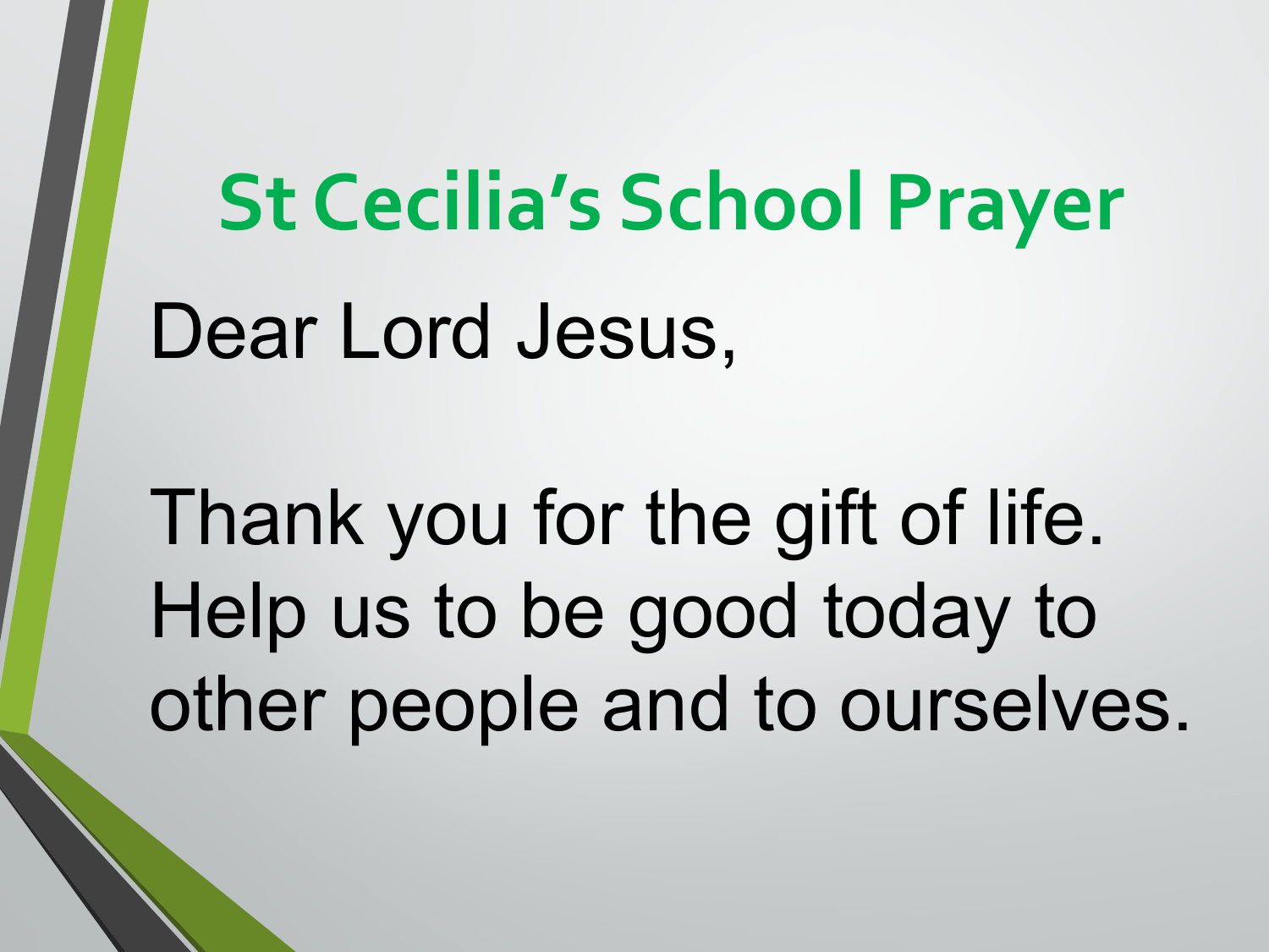# St Cecilia's School Prayer

Dear Lord Jesus,

Thank you for the gift of life.
Help us to be good today to other people and to ourselves.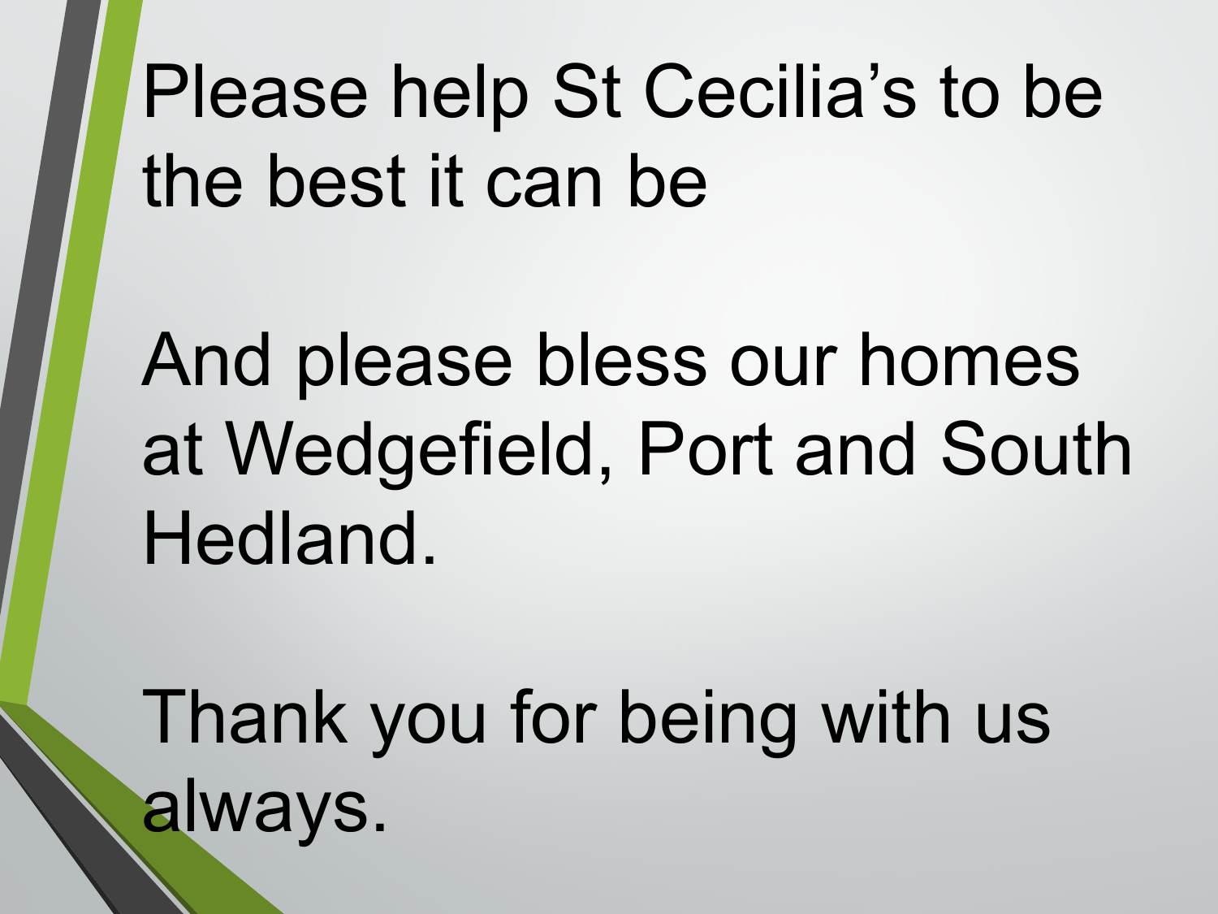Please help St Cecilia's to be the best it can be

And please bless our homes at Wedgefield, Port and South Hedland.

Thank you for being with us always.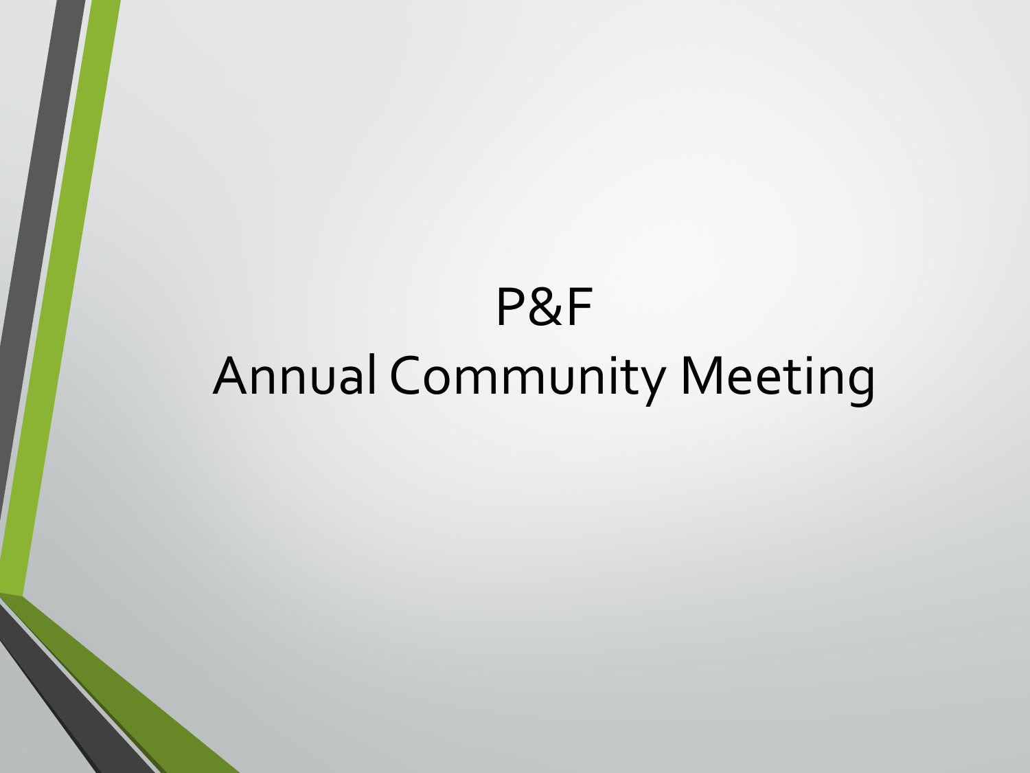# P&F
# Annual Community Meeting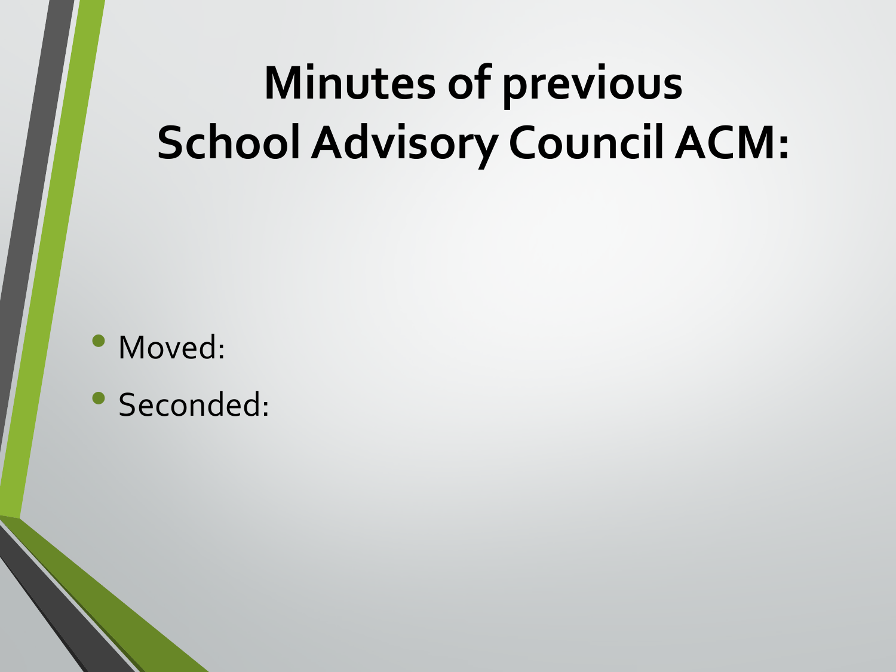# Minutes of previous School Advisory Council ACM:

- Moved:
- Seconded: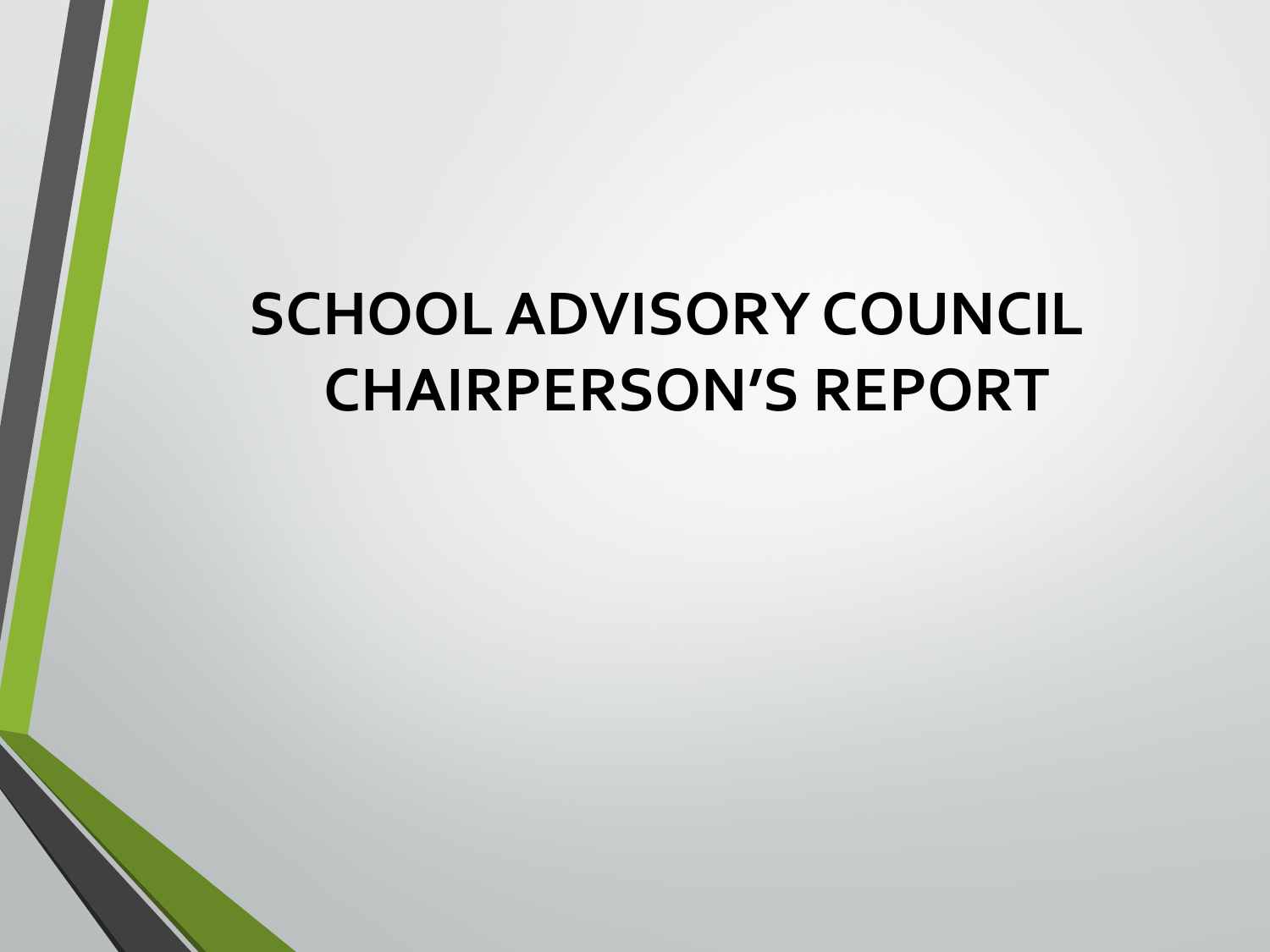# SCHOOL ADVISORY COUNCIL CHAIRPERSON'S REPORT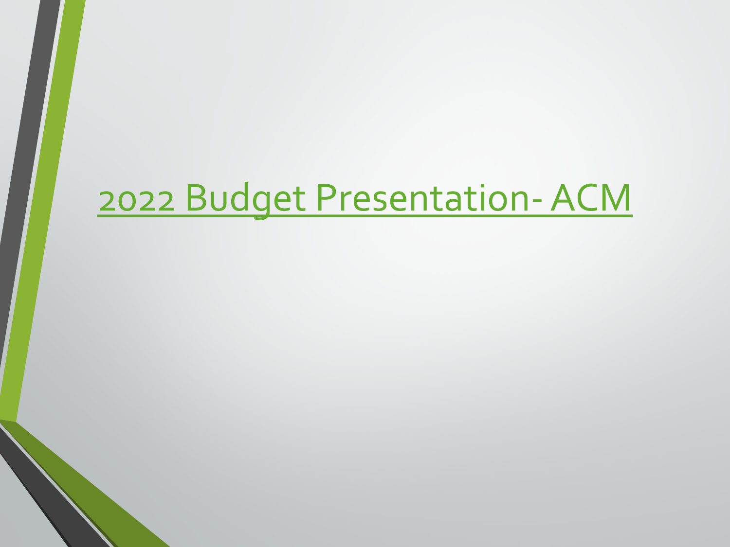# 2022 Budget Presentation- ACM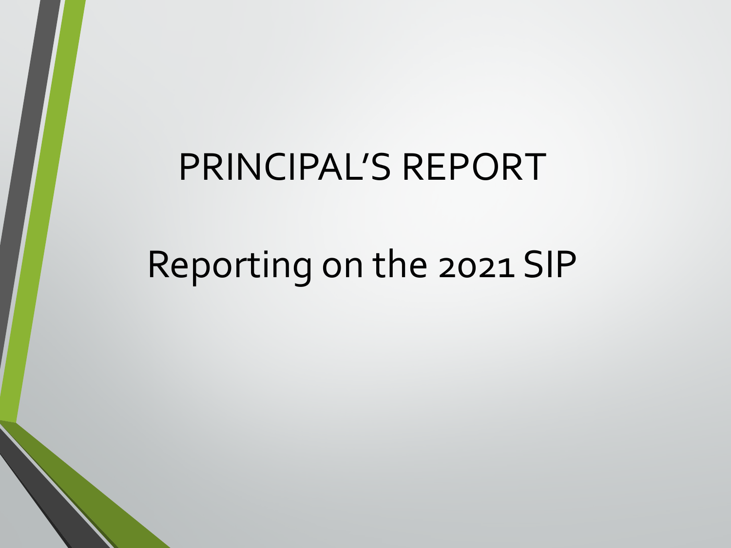# PRINCIPAL’S REPORT

## Reporting on the 2021 SIP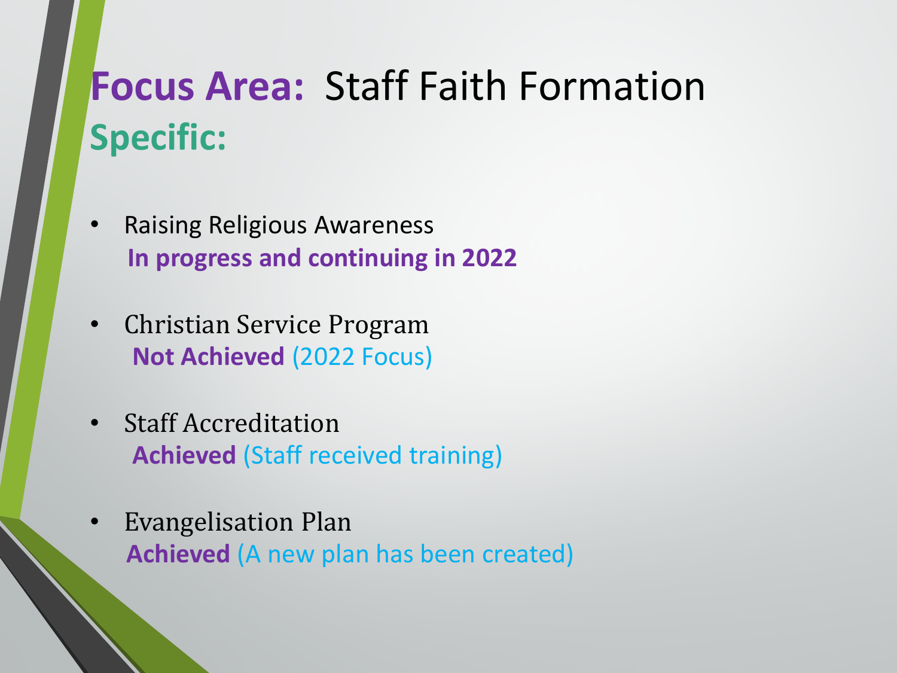# **Focus Area:** Staff Faith Formation

## **Specific:**

- Raising Religious Awareness
  **In progress and continuing in 2022**
- Christian Service Program
  **Not Achieved** (2022 Focus)
- Staff Accreditation
  **Achieved** (Staff received training)
- Evangelisation Plan
  **Achieved** (A new plan has been created)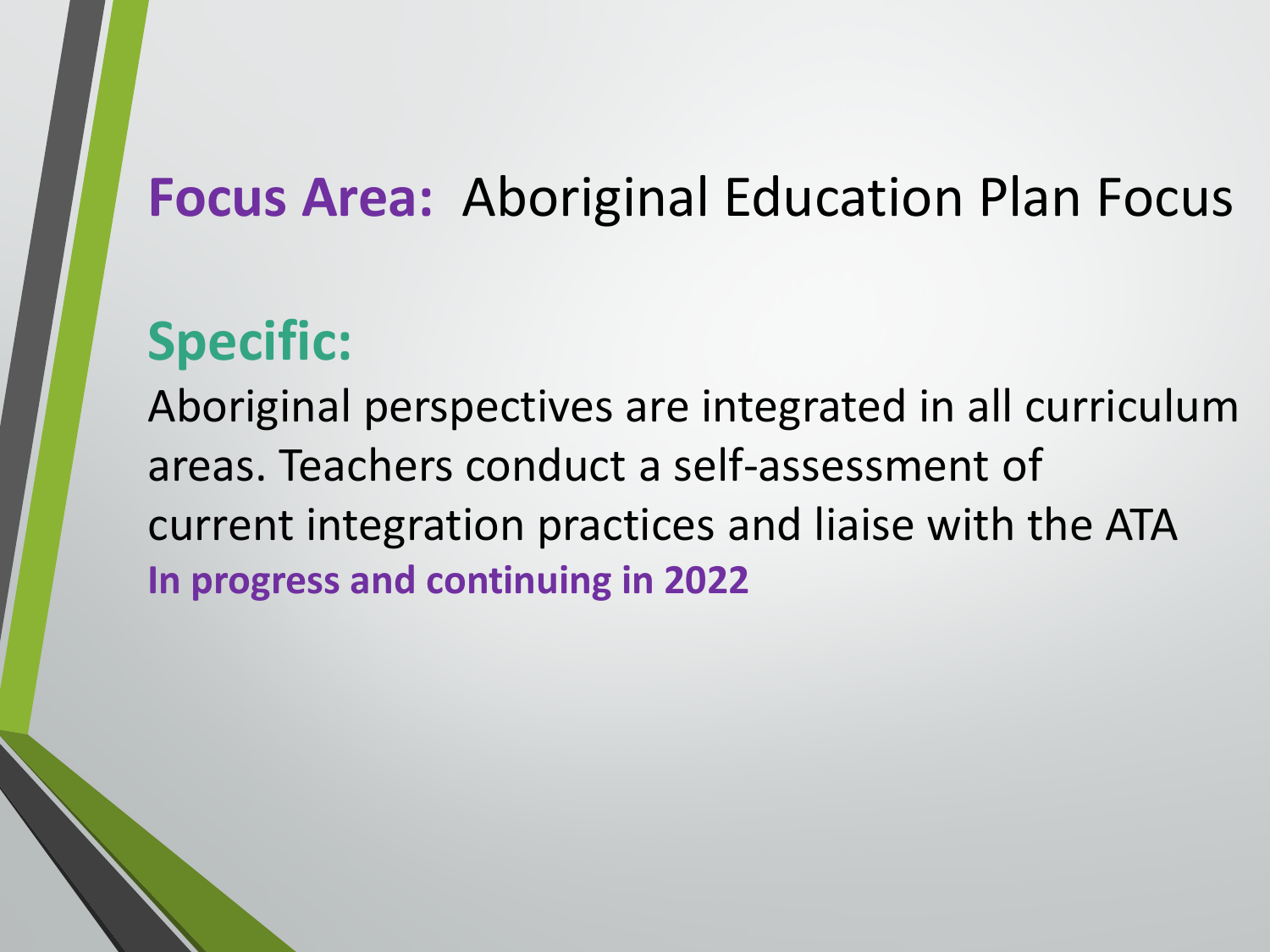## **Focus Area:** Aboriginal Education Plan Focus

### **Specific:**

Aboriginal perspectives are integrated in all curriculum areas. Teachers conduct a self-assessment of current integration practices and liaise with the ATA

**In progress and continuing in 2022**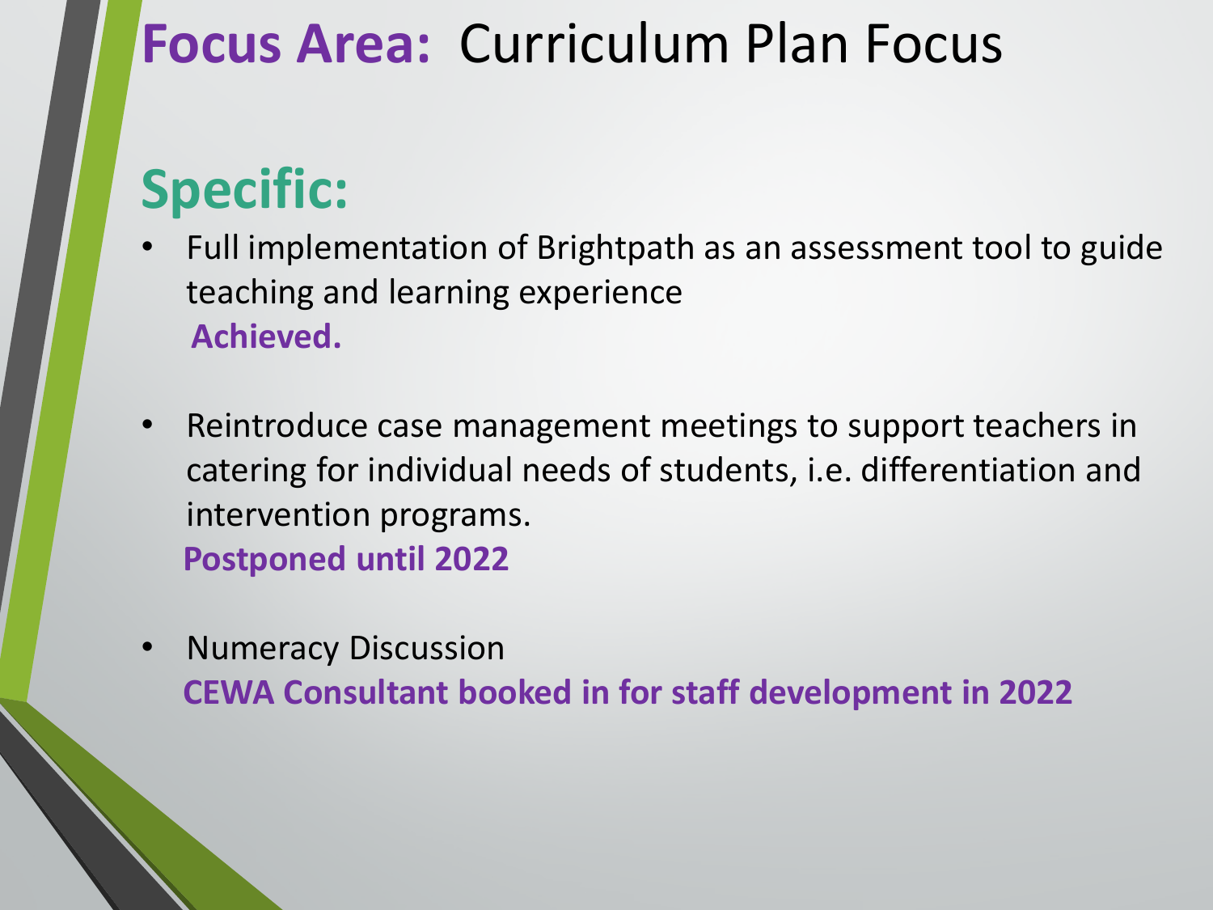# **Focus Area:** Curriculum Plan Focus

## Specific:

- Full implementation of Brightpath as an assessment tool to guide teaching and learning experience
  **Achieved.**

- Reintroduce case management meetings to support teachers in catering for individual needs of students, i.e. differentiation and intervention programs.
  **Postponed until 2022**

- Numeracy Discussion
  **CEWA Consultant booked in for staff development in 2022**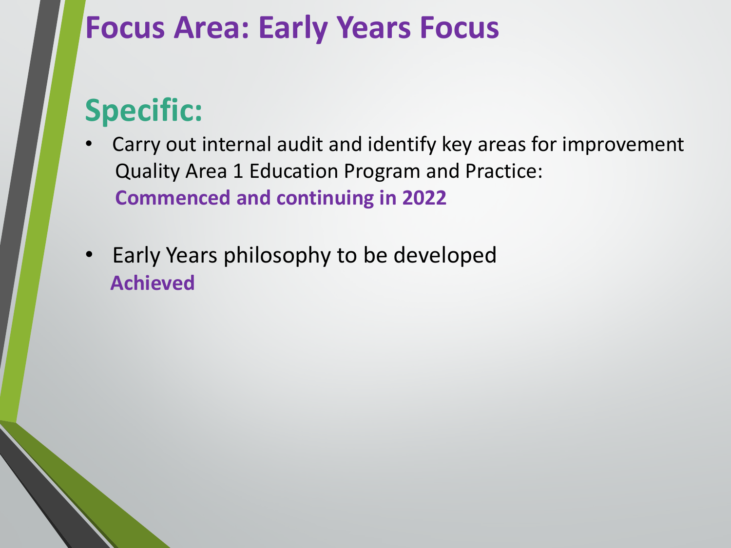# Focus Area: Early Years Focus

## Specific:

- Carry out internal audit and identify key areas for improvement Quality Area 1 Education Program and Practice:
  **Commenced and continuing in 2022**

- Early Years philosophy to be developed
  **Achieved**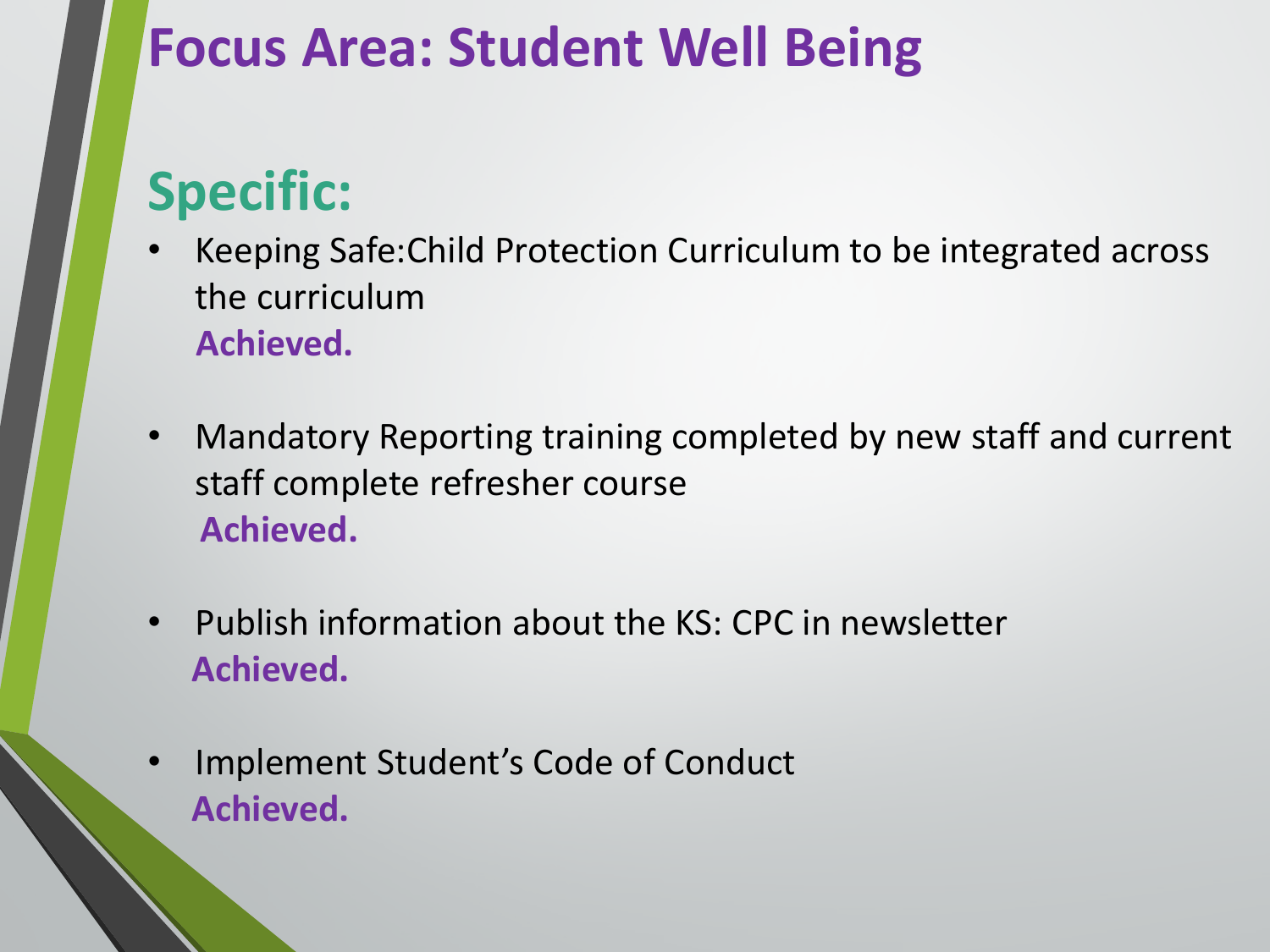# Focus Area: Student Well Being

## Specific:

- Keeping Safe:Child Protection Curriculum to be integrated across the curriculum
  **Achieved.**

- Mandatory Reporting training completed by new staff and current staff complete refresher course
  **Achieved.**

- Publish information about the KS: CPC in newsletter
  **Achieved.**

- Implement Student's Code of Conduct
  **Achieved.**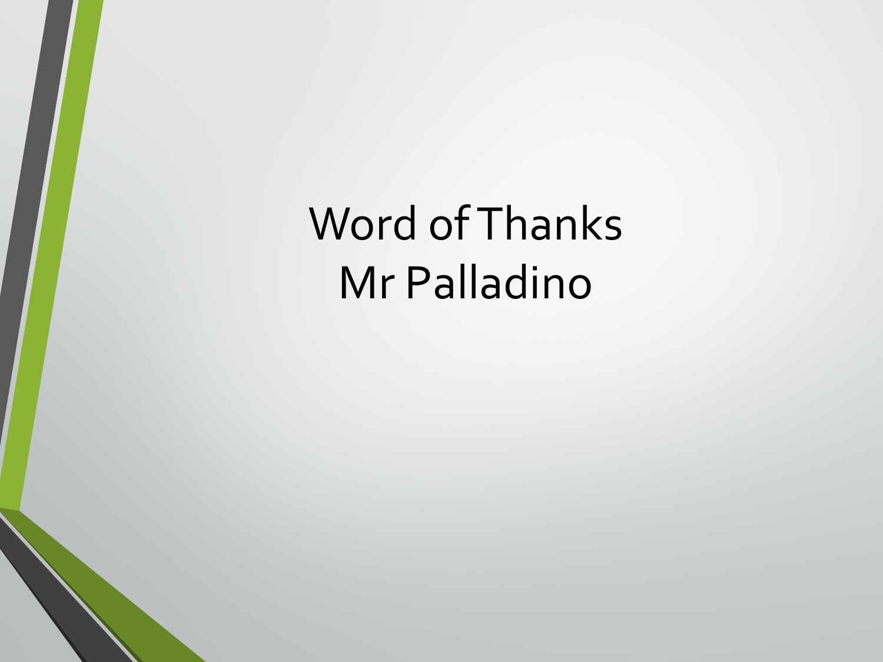# Word of Thanks
# Mr Palladino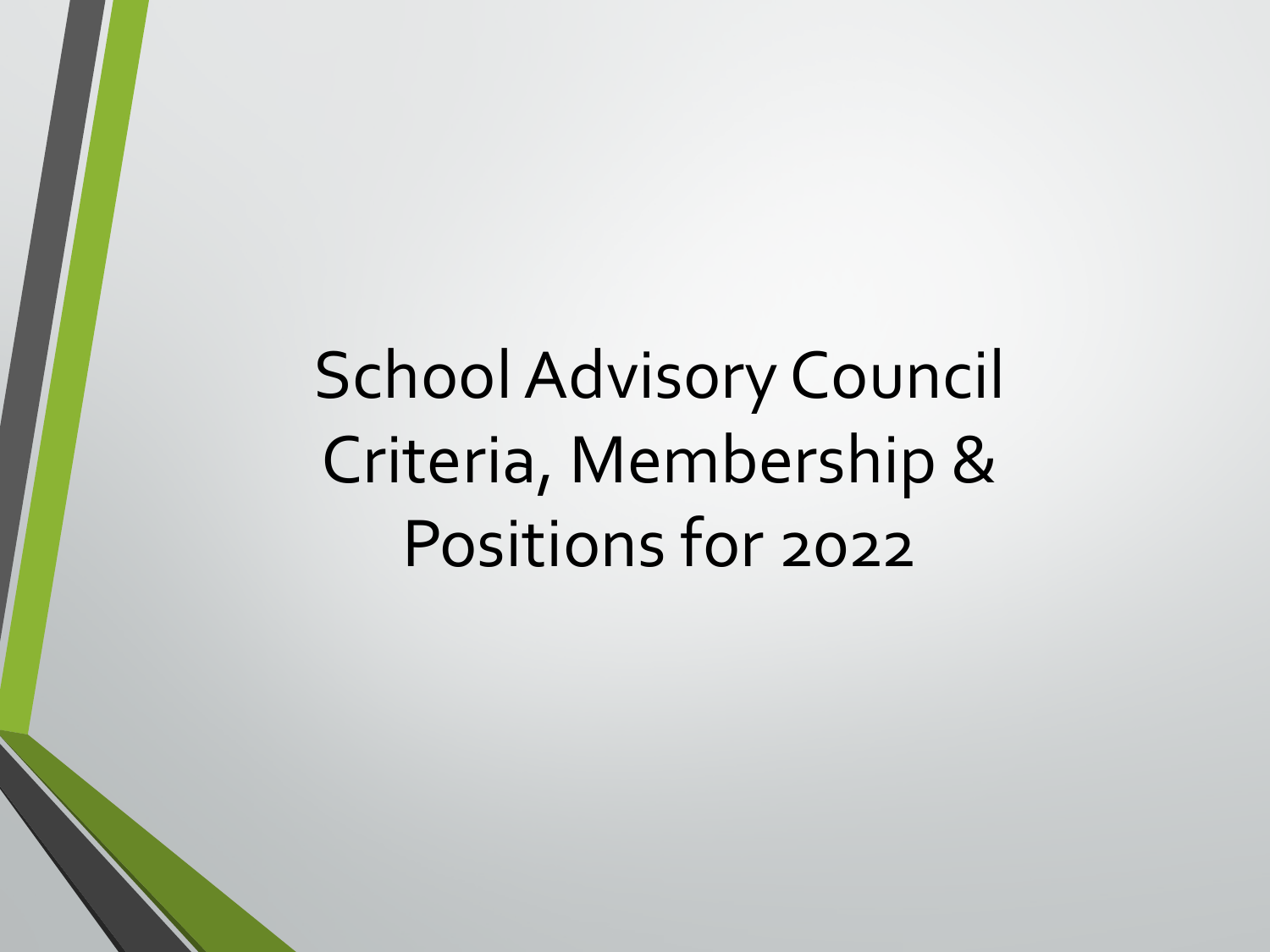# School Advisory Council Criteria, Membership & Positions for 2022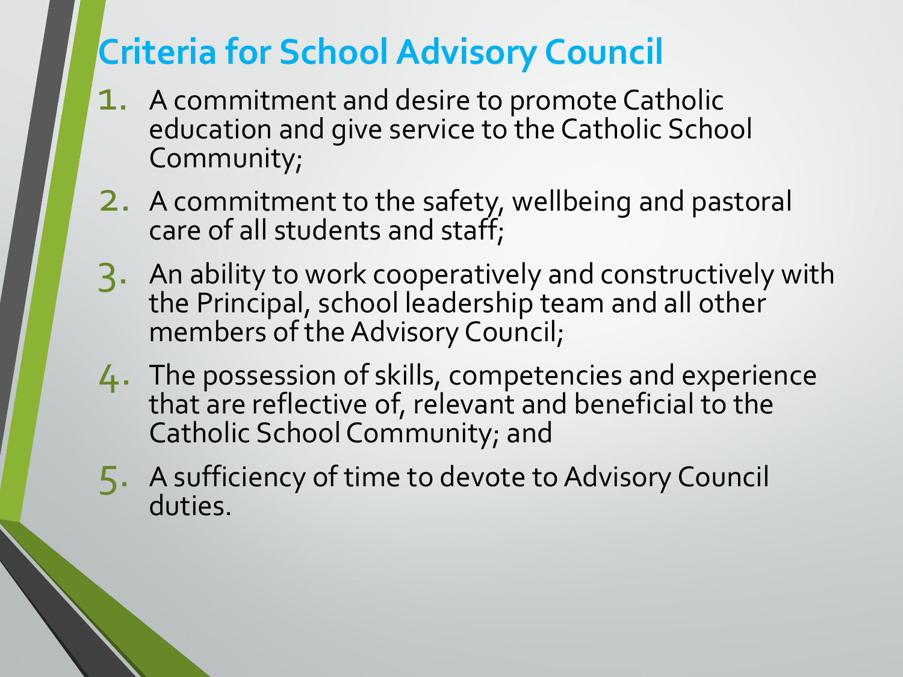# Criteria for School Advisory Council

1. A commitment and desire to promote Catholic education and give service to the Catholic School Community;
2. A commitment to the safety, wellbeing and pastoral care of all students and staff;
3. An ability to work cooperatively and constructively with the Principal, school leadership team and all other members of the Advisory Council;
4. The possession of skills, competencies and experience that are reflective of, relevant and beneficial to the Catholic School Community; and
5. A sufficiency of time to devote to Advisory Council duties.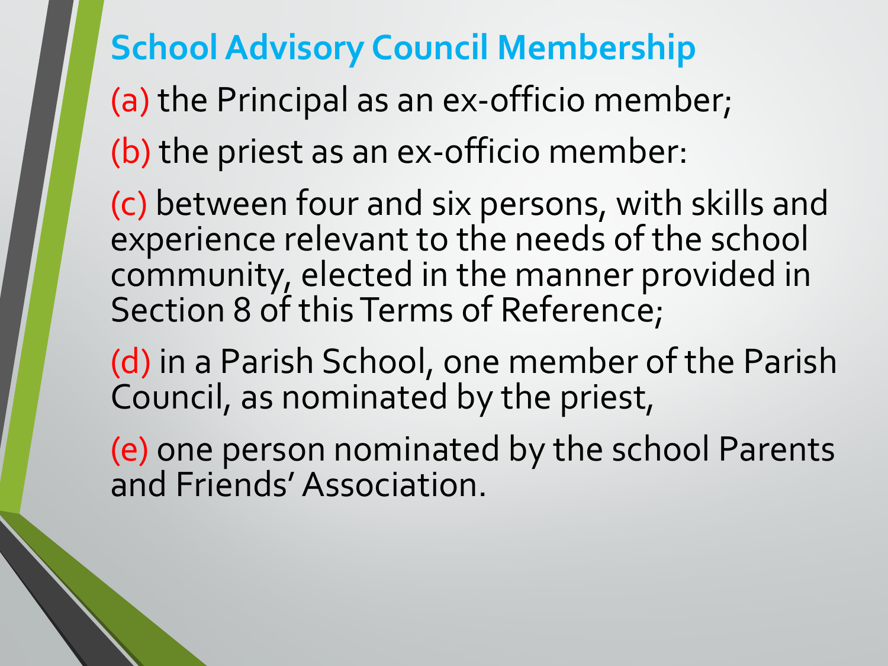## School Advisory Council Membership

(a) the Principal as an ex-officio member;

(b) the priest as an ex-officio member:

(c) between four and six persons, with skills and experience relevant to the needs of the school community, elected in the manner provided in Section 8 of this Terms of Reference;

(d) in a Parish School, one member of the Parish Council, as nominated by the priest,

(e) one person nominated by the school Parents and Friends' Association.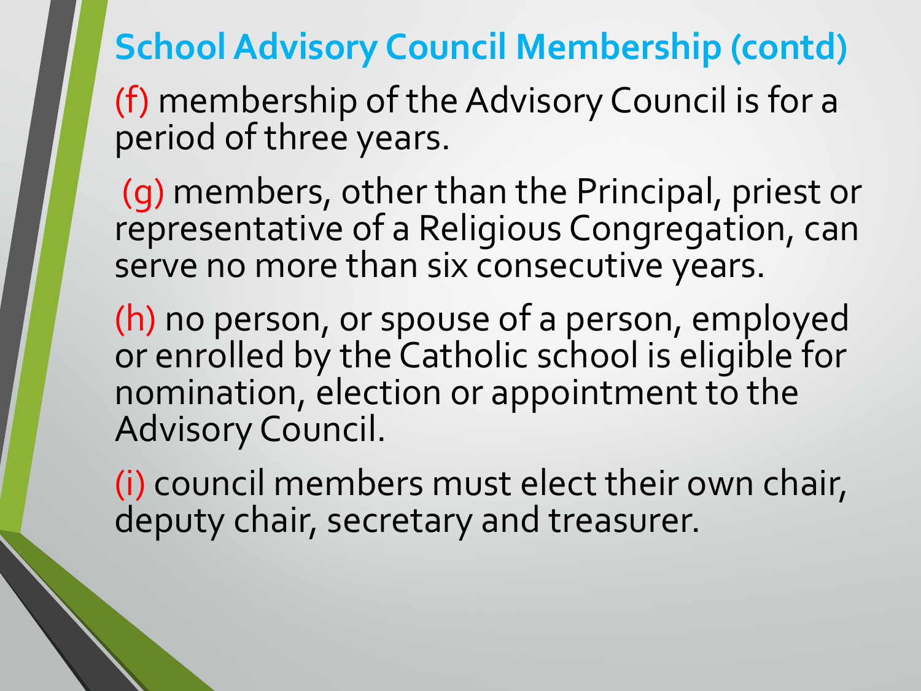## School Advisory Council Membership (contd)

(f) membership of the Advisory Council is for a period of three years.

(g) members, other than the Principal, priest or representative of a Religious Congregation, can serve no more than six consecutive years.

(h) no person, or spouse of a person, employed or enrolled by the Catholic school is eligible for nomination, election or appointment to the Advisory Council.

(i) council members must elect their own chair, deputy chair, secretary and treasurer.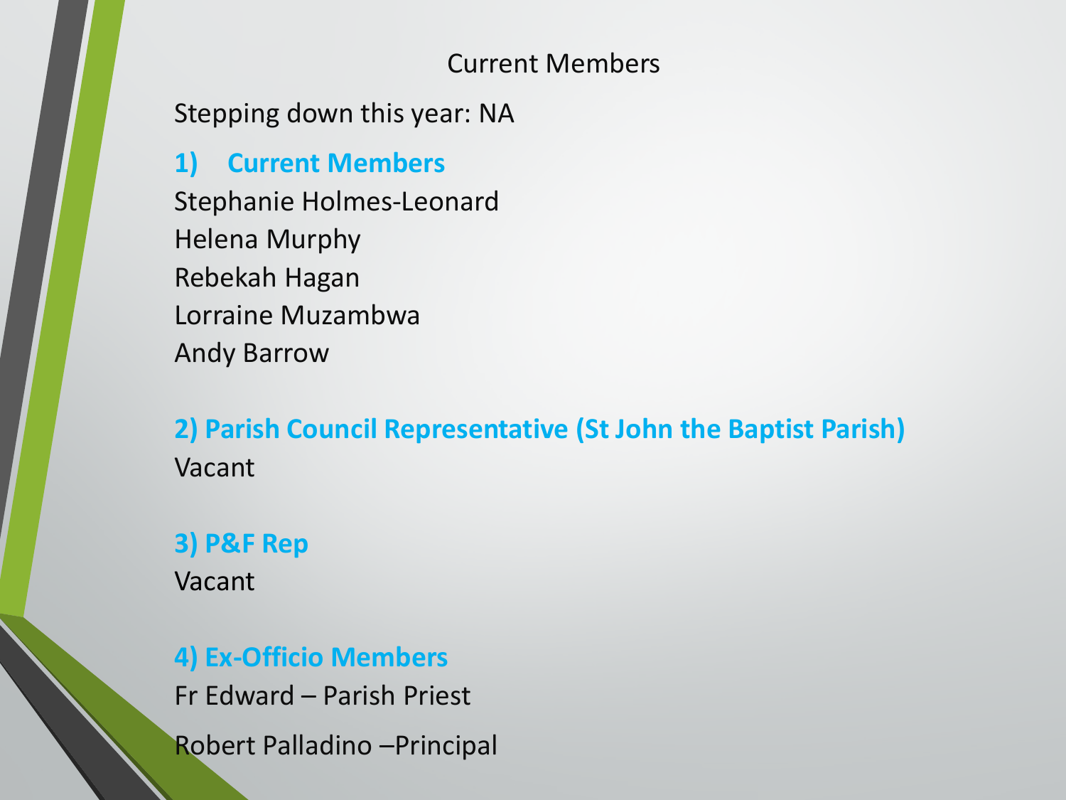# Current Members

Stepping down this year: NA

## 1) Current Members

Stephanie Holmes-Leonard
Helena Murphy
Rebekah Hagan
Lorraine Muzambwa
Andy Barrow

## 2) Parish Council Representative (St John the Baptist Parish)

Vacant

## 3) P&F Rep

Vacant

## 4) Ex-Officio Members

Fr Edward – Parish Priest

Robert Palladino –Principal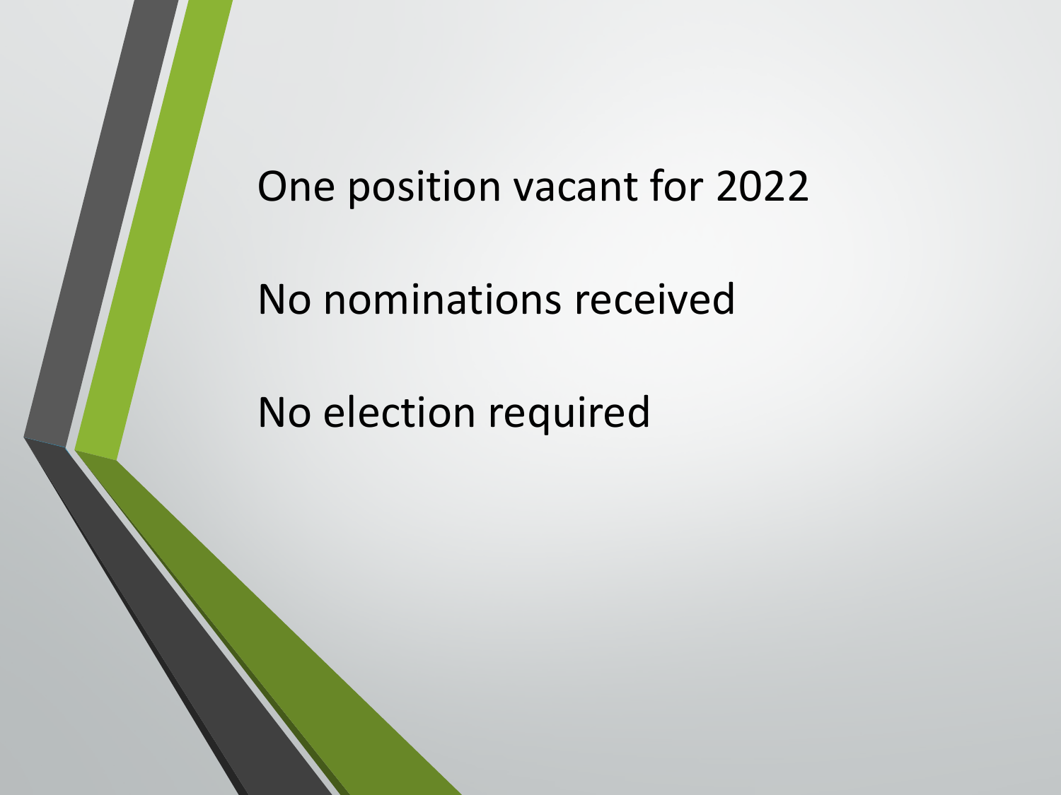One position vacant for 2022

No nominations received

No election required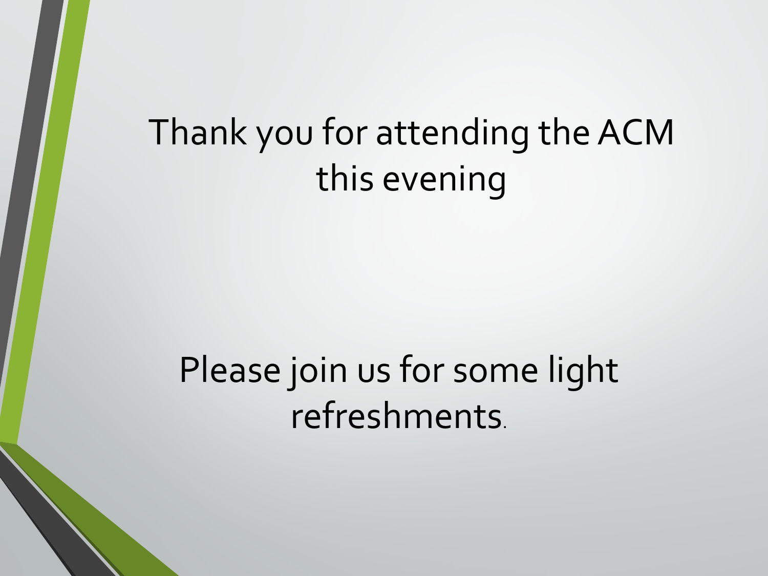Thank you for attending the ACM this evening

Please join us for some light refreshments.